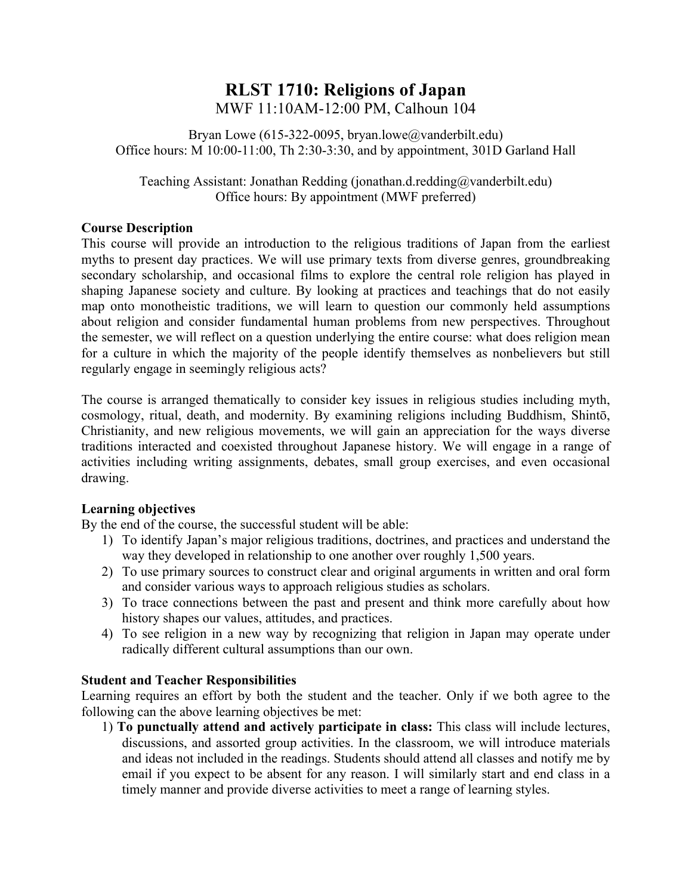# RLST 1710: Religions of Japan

MWF 11:10AM-12:00 PM, Calhoun 104

Bryan Lowe (615-322-0095, bryan.lowe@vanderbilt.edu)
Office hours: M 10:00-11:00, Th 2:30-3:30, and by appointment, 301D Garland Hall

Teaching Assistant: Jonathan Redding (jonathan.d.redding@vanderbilt.edu)
Office hours: By appointment (MWF preferred)

**Course Description**

This course will provide an introduction to the religious traditions of Japan from the earliest myths to present day practices. We will use primary texts from diverse genres, groundbreaking secondary scholarship, and occasional films to explore the central role religion has played in shaping Japanese society and culture. By looking at practices and teachings that do not easily map onto monotheistic traditions, we will learn to question our commonly held assumptions about religion and consider fundamental human problems from new perspectives. Throughout the semester, we will reflect on a question underlying the entire course: what does religion mean for a culture in which the majority of the people identify themselves as nonbelievers but still regularly engage in seemingly religious acts?

The course is arranged thematically to consider key issues in religious studies including myth, cosmology, ritual, death, and modernity. By examining religions including Buddhism, Shintō, Christianity, and new religious movements, we will gain an appreciation for the ways diverse traditions interacted and coexisted throughout Japanese history. We will engage in a range of activities including writing assignments, debates, small group exercises, and even occasional drawing.

**Learning objectives**

By the end of the course, the successful student will be able:

1) To identify Japan's major religious traditions, doctrines, and practices and understand the way they developed in relationship to one another over roughly 1,500 years.
2) To use primary sources to construct clear and original arguments in written and oral form and consider various ways to approach religious studies as scholars.
3) To trace connections between the past and present and think more carefully about how history shapes our values, attitudes, and practices.
4) To see religion in a new way by recognizing that religion in Japan may operate under radically different cultural assumptions than our own.

**Student and Teacher Responsibilities**

Learning requires an effort by both the student and the teacher. Only if we both agree to the following can the above learning objectives be met:

1) **To punctually attend and actively participate in class:** This class will include lectures, discussions, and assorted group activities. In the classroom, we will introduce materials and ideas not included in the readings. Students should attend all classes and notify me by email if you expect to be absent for any reason. I will similarly start and end class in a timely manner and provide diverse activities to meet a range of learning styles.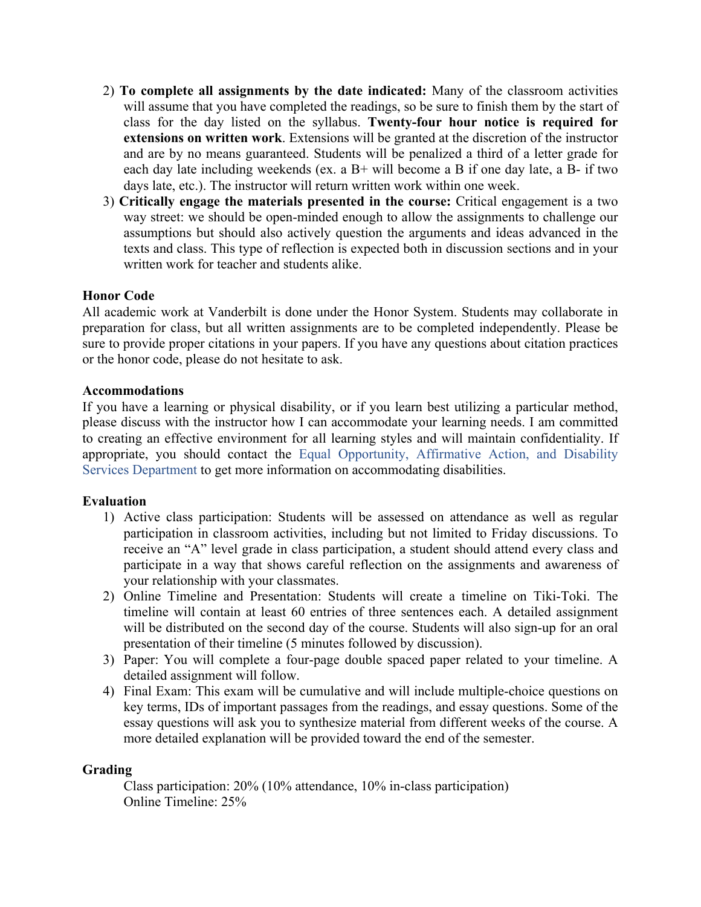2) **To complete all assignments by the date indicated:** Many of the classroom activities will assume that you have completed the readings, so be sure to finish them by the start of class for the day listed on the syllabus. **Twenty-four hour notice is required for extensions on written work**. Extensions will be granted at the discretion of the instructor and are by no means guaranteed. Students will be penalized a third of a letter grade for each day late including weekends (ex. a B+ will become a B if one day late, a B- if two days late, etc.). The instructor will return written work within one week.
3) **Critically engage the materials presented in the course:** Critical engagement is a two way street: we should be open-minded enough to allow the assignments to challenge our assumptions but should also actively question the arguments and ideas advanced in the texts and class. This type of reflection is expected both in discussion sections and in your written work for teacher and students alike.

**Honor Code**

All academic work at Vanderbilt is done under the Honor System. Students may collaborate in preparation for class, but all written assignments are to be completed independently. Please be sure to provide proper citations in your papers. If you have any questions about citation practices or the honor code, please do not hesitate to ask.

**Accommodations**

If you have a learning or physical disability, or if you learn best utilizing a particular method, please discuss with the instructor how I can accommodate your learning needs. I am committed to creating an effective environment for all learning styles and will maintain confidentiality. If appropriate, you should contact the Equal Opportunity, Affirmative Action, and Disability Services Department to get more information on accommodating disabilities.

**Evaluation**

1) Active class participation: Students will be assessed on attendance as well as regular participation in classroom activities, including but not limited to Friday discussions. To receive an "A" level grade in class participation, a student should attend every class and participate in a way that shows careful reflection on the assignments and awareness of your relationship with your classmates.
2) Online Timeline and Presentation: Students will create a timeline on Tiki-Toki. The timeline will contain at least 60 entries of three sentences each. A detailed assignment will be distributed on the second day of the course. Students will also sign-up for an oral presentation of their timeline (5 minutes followed by discussion).
3) Paper: You will complete a four-page double spaced paper related to your timeline. A detailed assignment will follow.
4) Final Exam: This exam will be cumulative and will include multiple-choice questions on key terms, IDs of important passages from the readings, and essay questions. Some of the essay questions will ask you to synthesize material from different weeks of the course. A more detailed explanation will be provided toward the end of the semester.

**Grading**

Class participation: 20% (10% attendance, 10% in-class participation)
Online Timeline: 25%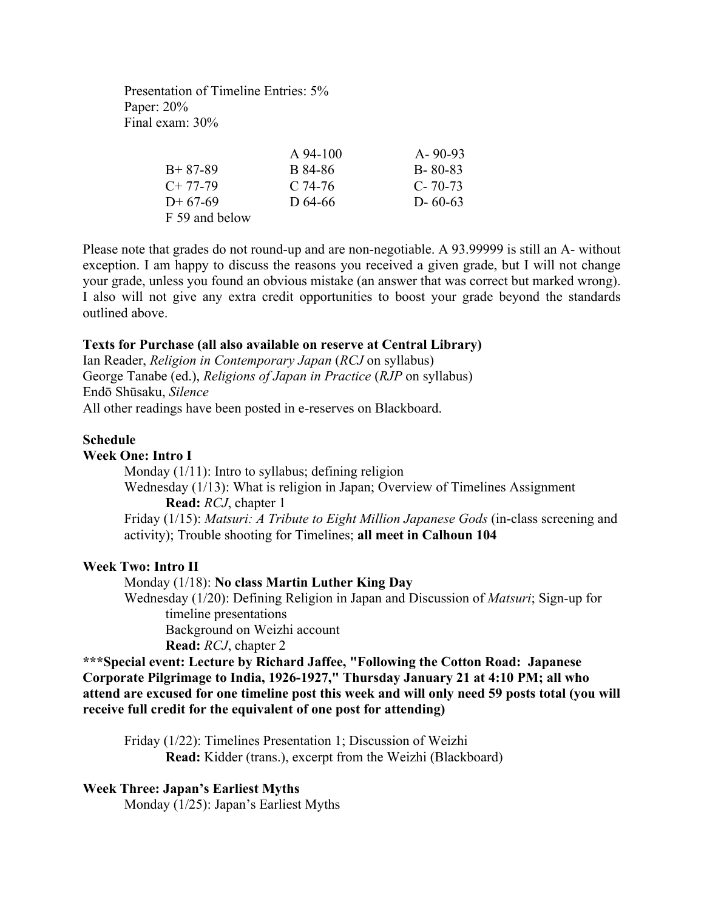Presentation of Timeline Entries: 5%
Paper: 20%
Final exam: 30%

| | | |
|---|---|---|
| | A 94-100 | A- 90-93 |
| B+ 87-89 | B 84-86 | B- 80-83 |
| C+ 77-79 | C 74-76 | C- 70-73 |
| D+ 67-69 | D 64-66 | D- 60-63 |
| F 59 and below | | |

Please note that grades do not round-up and are non-negotiable. A 93.99999 is still an A- without exception. I am happy to discuss the reasons you received a given grade, but I will not change your grade, unless you found an obvious mistake (an answer that was correct but marked wrong). I also will not give any extra credit opportunities to boost your grade beyond the standards outlined above.

**Texts for Purchase (all also available on reserve at Central Library)**
Ian Reader, *Religion in Contemporary Japan* (*RCJ* on syllabus)
George Tanabe (ed.), *Religions of Japan in Practice* (*RJP* on syllabus)
Endō Shūsaku, *Silence*
All other readings have been posted in e-reserves on Blackboard.

**Schedule**

**Week One: Intro I**

Monday (1/11): Intro to syllabus; defining religion

Wednesday (1/13): What is religion in Japan; Overview of Timelines Assignment
**Read:** *RCJ*, chapter 1

Friday (1/15): *Matsuri: A Tribute to Eight Million Japanese Gods* (in-class screening and activity); Trouble shooting for Timelines; **all meet in Calhoun 104**

**Week Two: Intro II**

Monday (1/18): **No class Martin Luther King Day**

Wednesday (1/20): Defining Religion in Japan and Discussion of *Matsuri*; Sign-up for timeline presentations
Background on Weizhi account
**Read:** *RCJ*, chapter 2

**\*\*\*Special event: Lecture by Richard Jaffee, "Following the Cotton Road: Japanese Corporate Pilgrimage to India, 1926-1927," Thursday January 21 at 4:10 PM; all who attend are excused for one timeline post this week and will only need 59 posts total (you will receive full credit for the equivalent of one post for attending)**

Friday (1/22): Timelines Presentation 1; Discussion of Weizhi
**Read:** Kidder (trans.), excerpt from the Weizhi (Blackboard)

**Week Three: Japan's Earliest Myths**

Monday (1/25): Japan's Earliest Myths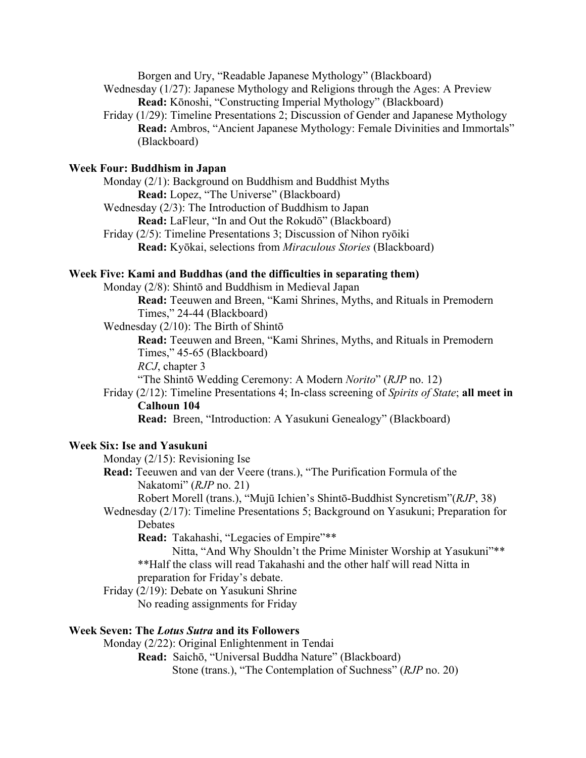Borgen and Ury, "Readable Japanese Mythology" (Blackboard)

Wednesday (1/27): Japanese Mythology and Religions through the Ages: A Preview
  **Read:** Kōnoshi, "Constructing Imperial Mythology" (Blackboard)

Friday (1/29): Timeline Presentations 2; Discussion of Gender and Japanese Mythology
  **Read:** Ambros, "Ancient Japanese Mythology: Female Divinities and Immortals" (Blackboard)

**Week Four: Buddhism in Japan**

Monday (2/1): Background on Buddhism and Buddhist Myths
  **Read:** Lopez, "The Universe" (Blackboard)

Wednesday (2/3): The Introduction of Buddhism to Japan
  **Read:** LaFleur, "In and Out the Rokudō" (Blackboard)

Friday (2/5): Timeline Presentations 3; Discussion of Nihon ryōiki
  **Read:** Kyōkai, selections from *Miraculous Stories* (Blackboard)

**Week Five: Kami and Buddhas (and the difficulties in separating them)**

Monday (2/8): Shintō and Buddhism in Medieval Japan
  **Read:** Teeuwen and Breen, "Kami Shrines, Myths, and Rituals in Premodern Times," 24-44 (Blackboard)

Wednesday (2/10): The Birth of Shintō
  **Read:** Teeuwen and Breen, "Kami Shrines, Myths, and Rituals in Premodern Times," 45-65 (Blackboard)
  *RCJ*, chapter 3
  "The Shintō Wedding Ceremony: A Modern *Norito*" (*RJP* no. 12)

Friday (2/12): Timeline Presentations 4; In-class screening of *Spirits of State*; **all meet in Calhoun 104**
  **Read:** Breen, "Introduction: A Yasukuni Genealogy" (Blackboard)

**Week Six: Ise and Yasukuni**

Monday (2/15): Revisioning Ise
  **Read:** Teeuwen and van der Veere (trans.), "The Purification Formula of the Nakatomi" (*RJP* no. 21)
  Robert Morell (trans.), "Mujū Ichien's Shintō-Buddhist Syncretism"(*RJP*, 38)

Wednesday (2/17): Timeline Presentations 5; Background on Yasukuni; Preparation for Debates
  **Read:** Takahashi, "Legacies of Empire"**
  Nitta, "And Why Shouldn't the Prime Minister Worship at Yasukuni"**
  **Half the class will read Takahashi and the other half will read Nitta in preparation for Friday's debate.

Friday (2/19): Debate on Yasukuni Shrine
  No reading assignments for Friday

**Week Seven: The *Lotus Sutra* and its Followers**

Monday (2/22): Original Enlightenment in Tendai
  **Read:** Saichō, "Universal Buddha Nature" (Blackboard)
  Stone (trans.), "The Contemplation of Suchness" (*RJP* no. 20)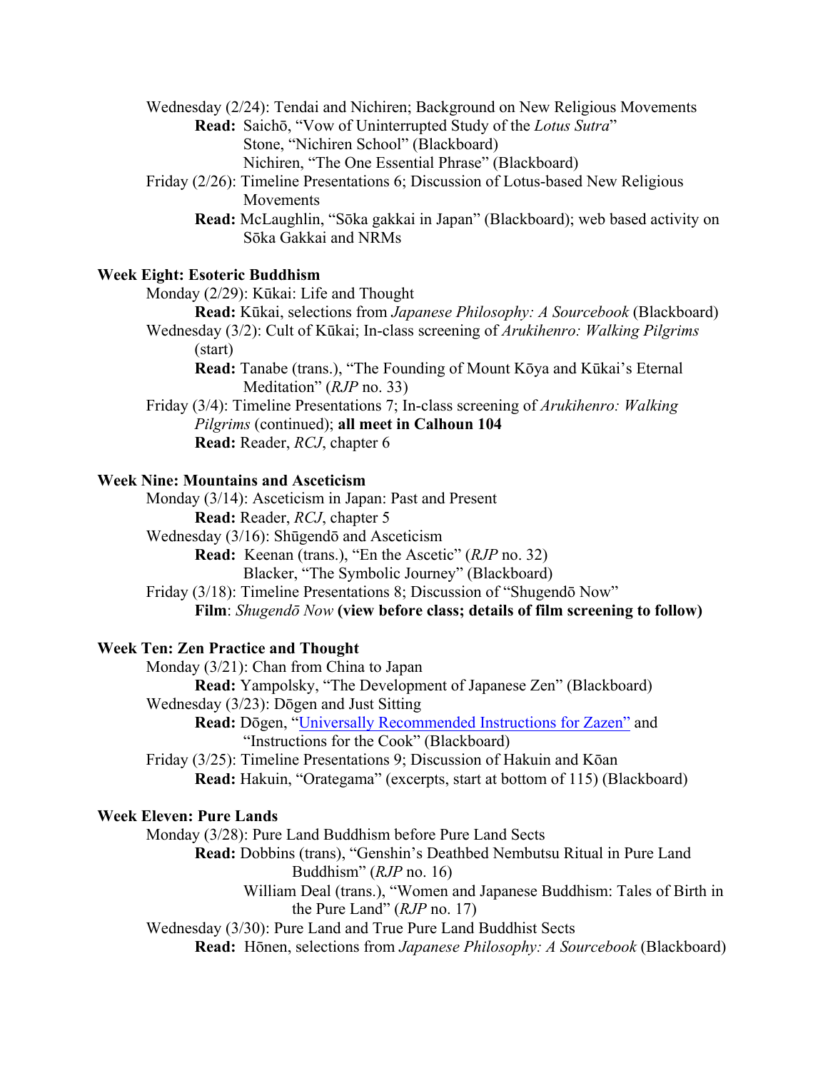Wednesday (2/24): Tendai and Nichiren; Background on New Religious Movements

**Read:** Saichō, "Vow of Uninterrupted Study of the *Lotus Sutra*"
Stone, "Nichiren School" (Blackboard)
Nichiren, "The One Essential Phrase" (Blackboard)

Friday (2/26): Timeline Presentations 6; Discussion of Lotus-based New Religious Movements

**Read:** McLaughlin, "Sōka gakkai in Japan" (Blackboard); web based activity on Sōka Gakkai and NRMs

### Week Eight: Esoteric Buddhism

Monday (2/29): Kūkai: Life and Thought

**Read:** Kūkai, selections from *Japanese Philosophy: A Sourcebook* (Blackboard)

Wednesday (3/2): Cult of Kūkai; In-class screening of *Arukihenro: Walking Pilgrims* (start)

**Read:** Tanabe (trans.), "The Founding of Mount Kōya and Kūkai's Eternal Meditation" (*RJP* no. 33)

Friday (3/4): Timeline Presentations 7; In-class screening of *Arukihenro: Walking Pilgrims* (continued); **all meet in Calhoun 104**

**Read:** Reader, *RCJ*, chapter 6

### Week Nine: Mountains and Asceticism

Monday (3/14): Asceticism in Japan: Past and Present

**Read:** Reader, *RCJ*, chapter 5

Wednesday (3/16): Shūgendō and Asceticism

**Read:** Keenan (trans.), "En the Ascetic" (*RJP* no. 32)
Blacker, "The Symbolic Journey" (Blackboard)

Friday (3/18): Timeline Presentations 8; Discussion of "Shugendō Now"

**Film**: *Shugendō Now* **(view before class; details of film screening to follow)**

### Week Ten: Zen Practice and Thought

Monday (3/21): Chan from China to Japan

**Read:** Yampolsky, "The Development of Japanese Zen" (Blackboard)

Wednesday (3/23): Dōgen and Just Sitting

**Read:** Dōgen, "Universally Recommended Instructions for Zazen" and "Instructions for the Cook" (Blackboard)

Friday (3/25): Timeline Presentations 9; Discussion of Hakuin and Kōan

**Read:** Hakuin, "Orategama" (excerpts, start at bottom of 115) (Blackboard)

### Week Eleven: Pure Lands

Monday (3/28): Pure Land Buddhism before Pure Land Sects

**Read:** Dobbins (trans), "Genshin's Deathbed Nembutsu Ritual in Pure Land Buddhism" (*RJP* no. 16)
William Deal (trans.), "Women and Japanese Buddhism: Tales of Birth in the Pure Land" (*RJP* no. 17)

Wednesday (3/30): Pure Land and True Pure Land Buddhist Sects

**Read:** Hōnen, selections from *Japanese Philosophy: A Sourcebook* (Blackboard)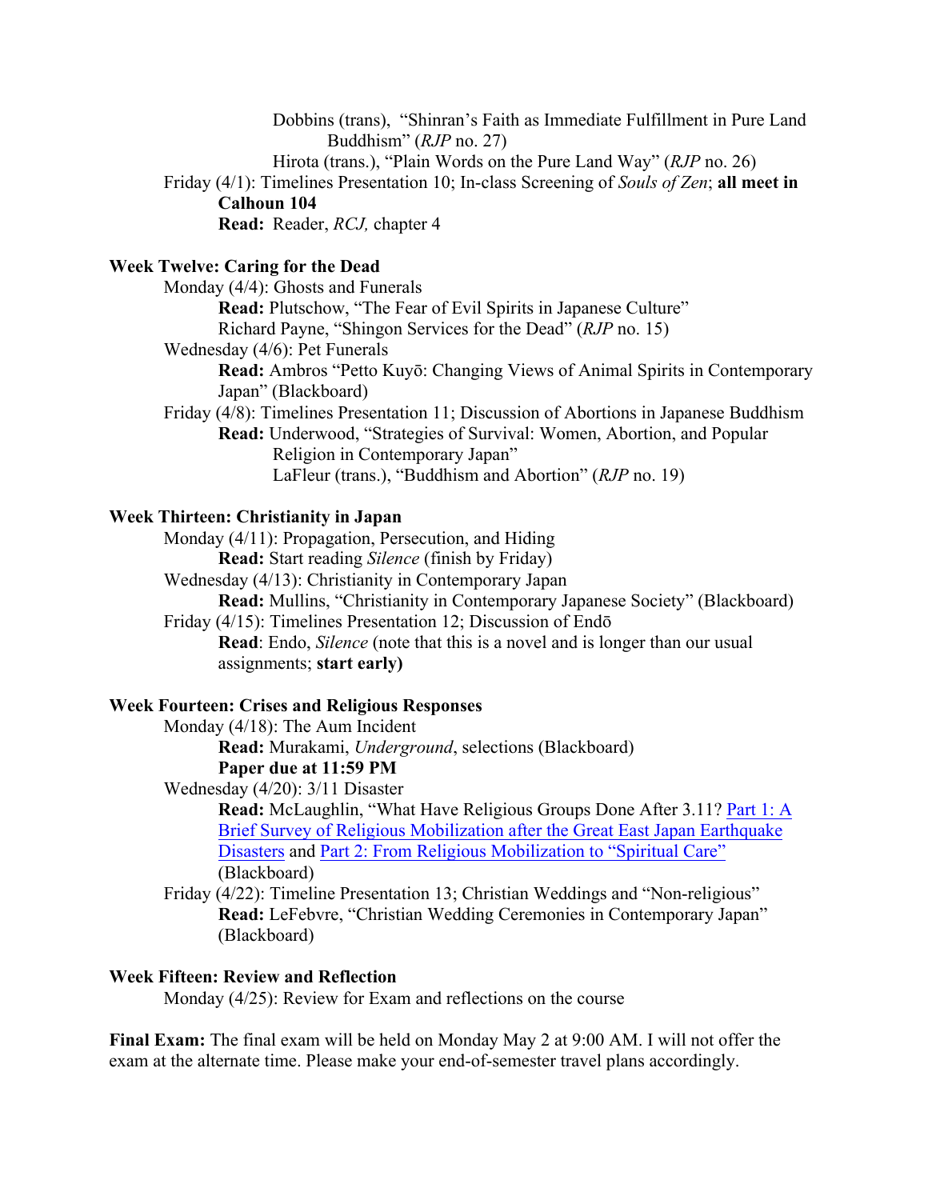Dobbins (trans), "Shinran's Faith as Immediate Fulfillment in Pure Land Buddhism" (*RJP* no. 27)

Hirota (trans.), "Plain Words on the Pure Land Way" (*RJP* no. 26)

Friday (4/1): Timelines Presentation 10; In-class Screening of *Souls of Zen*; **all meet in Calhoun 104**

**Read:** Reader, *RCJ,* chapter 4

**Week Twelve: Caring for the Dead**

Monday (4/4): Ghosts and Funerals

**Read:** Plutschow, "The Fear of Evil Spirits in Japanese Culture"

Richard Payne, "Shingon Services for the Dead" (*RJP* no. 15)

Wednesday (4/6): Pet Funerals

**Read:** Ambros "Petto Kuyō: Changing Views of Animal Spirits in Contemporary Japan" (Blackboard)

Friday (4/8): Timelines Presentation 11; Discussion of Abortions in Japanese Buddhism

**Read:** Underwood, "Strategies of Survival: Women, Abortion, and Popular Religion in Contemporary Japan"

LaFleur (trans.), "Buddhism and Abortion" (*RJP* no. 19)

**Week Thirteen: Christianity in Japan**

Monday (4/11): Propagation, Persecution, and Hiding

**Read:** Start reading *Silence* (finish by Friday)

Wednesday (4/13): Christianity in Contemporary Japan

**Read:** Mullins, "Christianity in Contemporary Japanese Society" (Blackboard)

Friday (4/15): Timelines Presentation 12; Discussion of Endō

**Read**: Endo, *Silence* (note that this is a novel and is longer than our usual assignments; **start early)**

**Week Fourteen: Crises and Religious Responses**

Monday (4/18): The Aum Incident

**Read:** Murakami, *Underground*, selections (Blackboard)

**Paper due at 11:59 PM**

Wednesday (4/20): 3/11 Disaster

**Read:** McLaughlin, "What Have Religious Groups Done After 3.11? Part 1: A Brief Survey of Religious Mobilization after the Great East Japan Earthquake Disasters and Part 2: From Religious Mobilization to "Spiritual Care" (Blackboard)

Friday (4/22): Timeline Presentation 13; Christian Weddings and "Non-religious"

**Read:** LeFebvre, "Christian Wedding Ceremonies in Contemporary Japan" (Blackboard)

**Week Fifteen: Review and Reflection**

Monday (4/25): Review for Exam and reflections on the course

**Final Exam:** The final exam will be held on Monday May 2 at 9:00 AM. I will not offer the exam at the alternate time. Please make your end-of-semester travel plans accordingly.